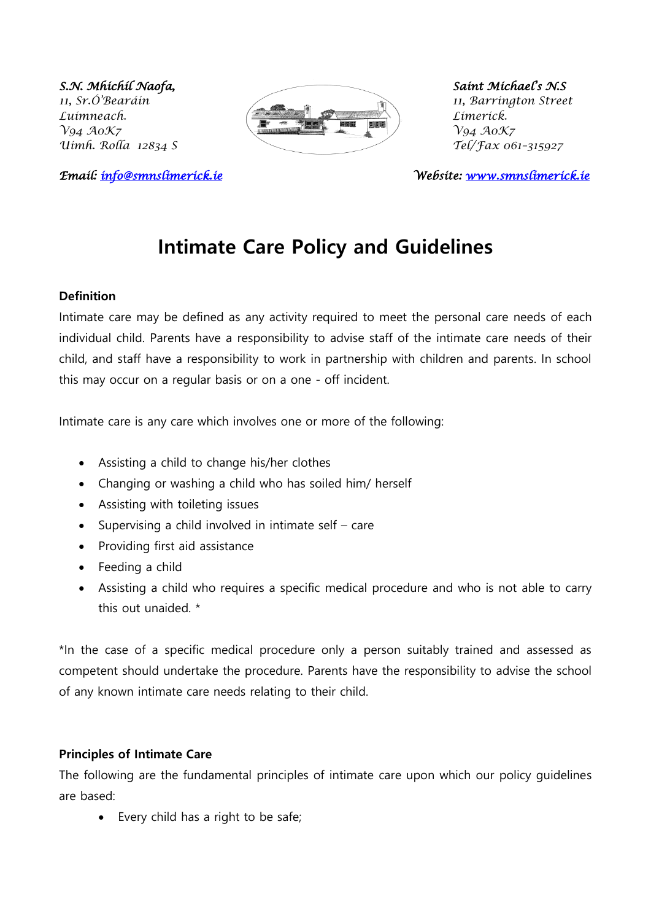*S.N. Mhichíl Naofa,*
*11, Sr.Ó'Bearáin*
*Luimneach.*
*V94 A0K7*
*Uimh. Rolla 12834 S*

*Saint Michael's N.S*
*11, Barrington Street*
*Limerick.*
*V94 A0K7*
*Tel/Fax 061-315927*

*Email: info@smnslimerick.ie*

*Website: www.smnslimerick.ie*

# Intimate Care Policy and Guidelines

**Definition**

Intimate care may be defined as any activity required to meet the personal care needs of each individual child. Parents have a responsibility to advise staff of the intimate care needs of their child, and staff have a responsibility to work in partnership with children and parents. In school this may occur on a regular basis or on a one - off incident.

Intimate care is any care which involves one or more of the following:

- Assisting a child to change his/her clothes
- Changing or washing a child who has soiled him/ herself
- Assisting with toileting issues
- Supervising a child involved in intimate self – care
- Providing first aid assistance
- Feeding a child
- Assisting a child who requires a specific medical procedure and who is not able to carry this out unaided. *

*In the case of a specific medical procedure only a person suitably trained and assessed as competent should undertake the procedure. Parents have the responsibility to advise the school of any known intimate care needs relating to their child.

**Principles of Intimate Care**

The following are the fundamental principles of intimate care upon which our policy guidelines are based:

- Every child has a right to be safe;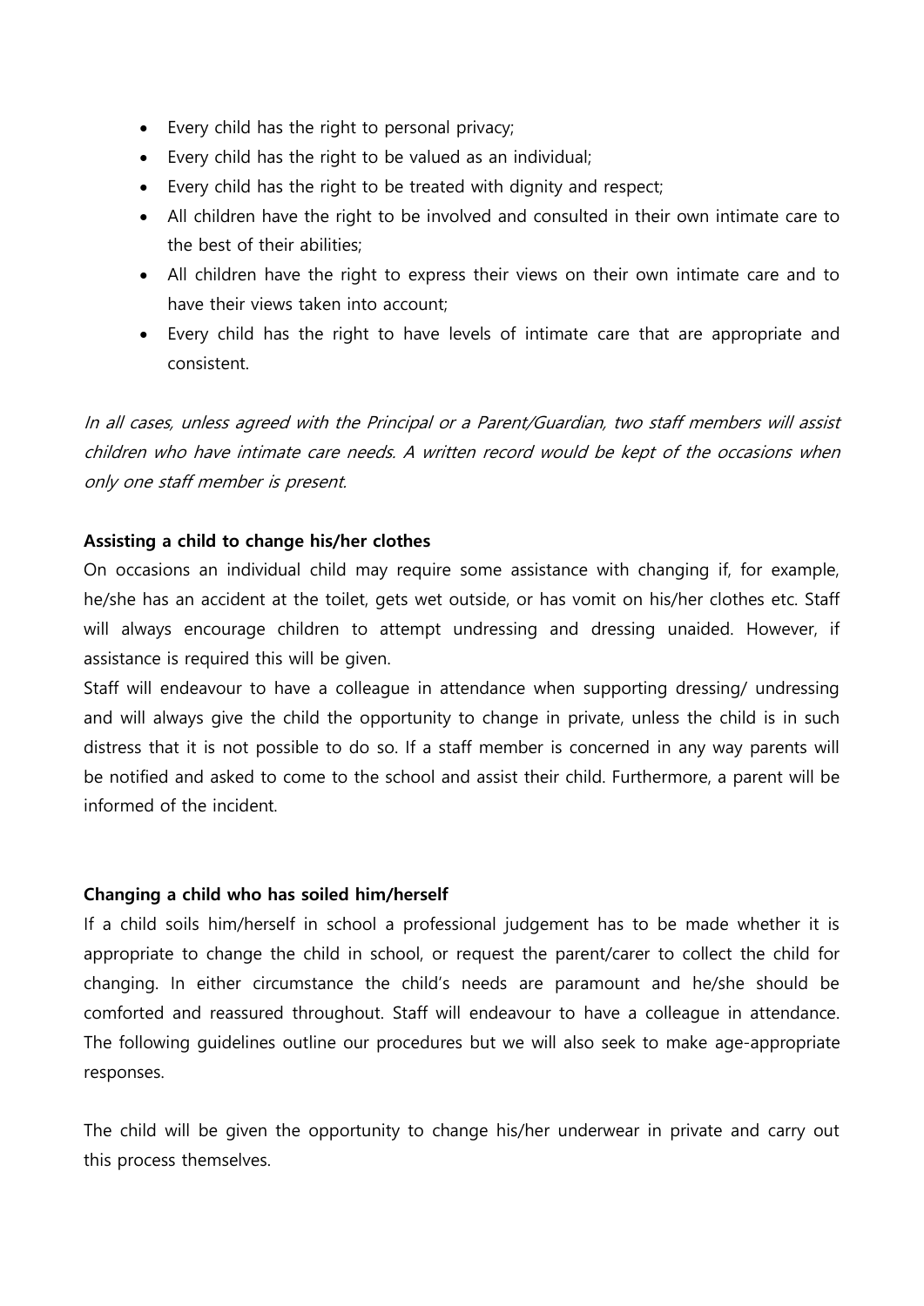- Every child has the right to personal privacy;
- Every child has the right to be valued as an individual;
- Every child has the right to be treated with dignity and respect;
- All children have the right to be involved and consulted in their own intimate care to the best of their abilities;
- All children have the right to express their views on their own intimate care and to have their views taken into account;
- Every child has the right to have levels of intimate care that are appropriate and consistent.

*In all cases, unless agreed with the Principal or a Parent/Guardian, two staff members will assist children who have intimate care needs. A written record would be kept of the occasions when only one staff member is present.*

**Assisting a child to change his/her clothes**

On occasions an individual child may require some assistance with changing if, for example, he/she has an accident at the toilet, gets wet outside, or has vomit on his/her clothes etc. Staff will always encourage children to attempt undressing and dressing unaided. However, if assistance is required this will be given.

Staff will endeavour to have a colleague in attendance when supporting dressing/ undressing and will always give the child the opportunity to change in private, unless the child is in such distress that it is not possible to do so. If a staff member is concerned in any way parents will be notified and asked to come to the school and assist their child. Furthermore, a parent will be informed of the incident.

**Changing a child who has soiled him/herself**

If a child soils him/herself in school a professional judgement has to be made whether it is appropriate to change the child in school, or request the parent/carer to collect the child for changing. In either circumstance the child's needs are paramount and he/she should be comforted and reassured throughout. Staff will endeavour to have a colleague in attendance. The following guidelines outline our procedures but we will also seek to make age-appropriate responses.

The child will be given the opportunity to change his/her underwear in private and carry out this process themselves.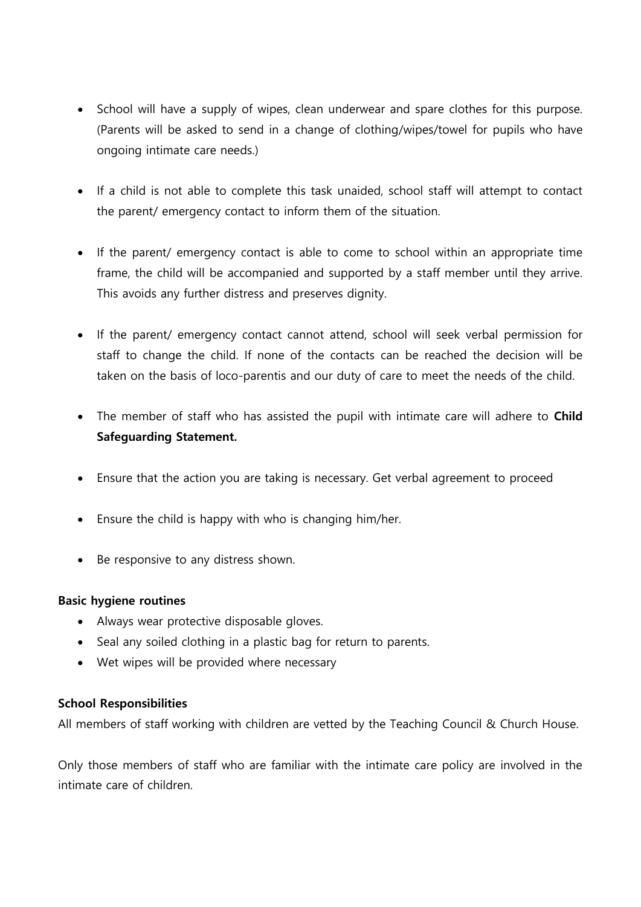- School will have a supply of wipes, clean underwear and spare clothes for this purpose. (Parents will be asked to send in a change of clothing/wipes/towel for pupils who have ongoing intimate care needs.)

- If a child is not able to complete this task unaided, school staff will attempt to contact the parent/ emergency contact to inform them of the situation.

- If the parent/ emergency contact is able to come to school within an appropriate time frame, the child will be accompanied and supported by a staff member until they arrive. This avoids any further distress and preserves dignity.

- If the parent/ emergency contact cannot attend, school will seek verbal permission for staff to change the child. If none of the contacts can be reached the decision will be taken on the basis of loco-parentis and our duty of care to meet the needs of the child.

- The member of staff who has assisted the pupil with intimate care will adhere to **Child Safeguarding Statement.**

- Ensure that the action you are taking is necessary. Get verbal agreement to proceed

- Ensure the child is happy with who is changing him/her.

- Be responsive to any distress shown.

**Basic hygiene routines**

- Always wear protective disposable gloves.
- Seal any soiled clothing in a plastic bag for return to parents.
- Wet wipes will be provided where necessary

**School Responsibilities**

All members of staff working with children are vetted by the Teaching Council & Church House.

Only those members of staff who are familiar with the intimate care policy are involved in the intimate care of children.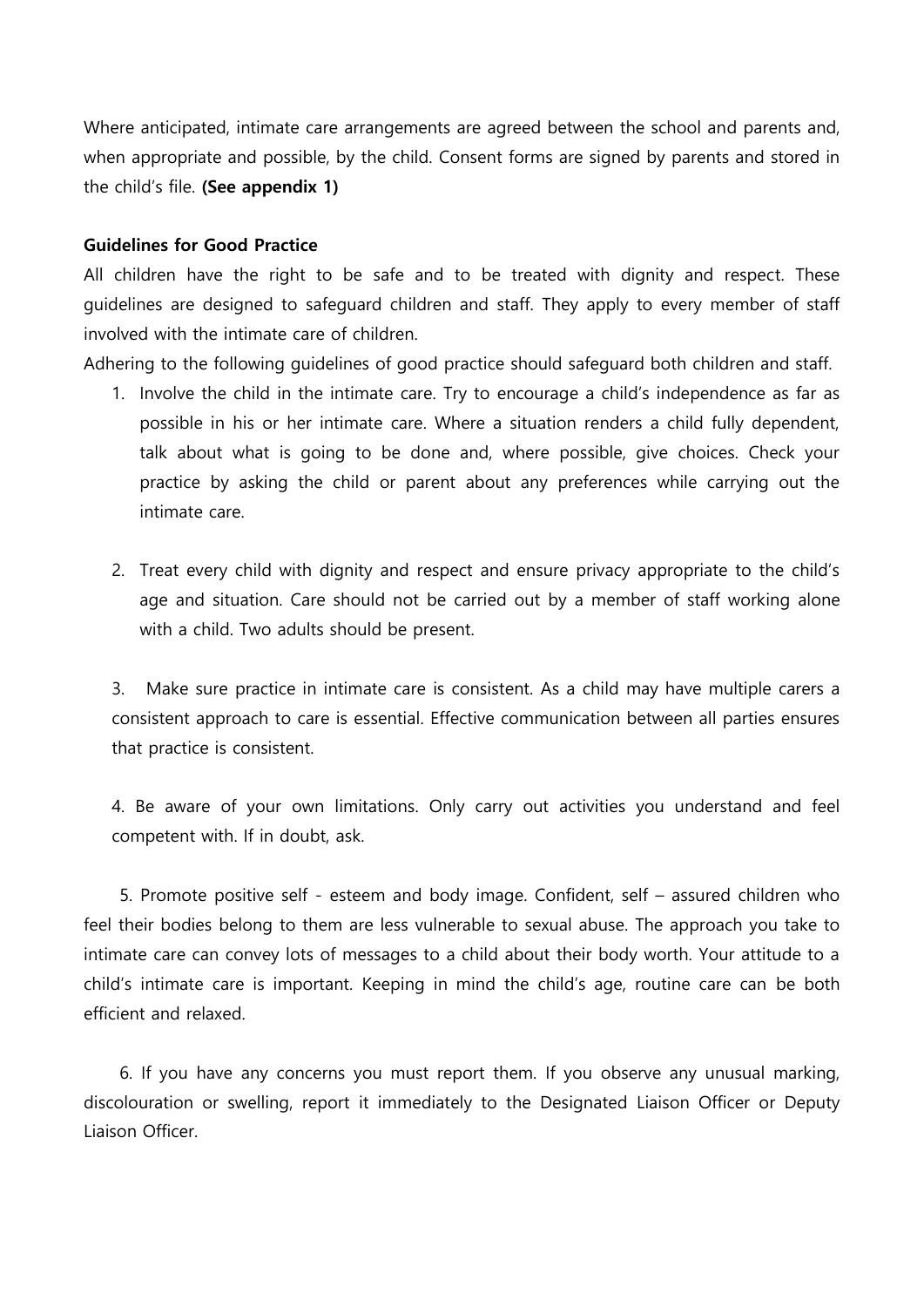Where anticipated, intimate care arrangements are agreed between the school and parents and, when appropriate and possible, by the child. Consent forms are signed by parents and stored in the child's file. **(See appendix 1)**

**Guidelines for Good Practice**

All children have the right to be safe and to be treated with dignity and respect. These guidelines are designed to safeguard children and staff. They apply to every member of staff involved with the intimate care of children.

Adhering to the following guidelines of good practice should safeguard both children and staff.

1. Involve the child in the intimate care. Try to encourage a child's independence as far as possible in his or her intimate care. Where a situation renders a child fully dependent, talk about what is going to be done and, where possible, give choices. Check your practice by asking the child or parent about any preferences while carrying out the intimate care.

2. Treat every child with dignity and respect and ensure privacy appropriate to the child's age and situation. Care should not be carried out by a member of staff working alone with a child. Two adults should be present.

3. Make sure practice in intimate care is consistent. As a child may have multiple carers a consistent approach to care is essential. Effective communication between all parties ensures that practice is consistent.

4. Be aware of your own limitations. Only carry out activities you understand and feel competent with. If in doubt, ask.

5. Promote positive self - esteem and body image. Confident, self – assured children who feel their bodies belong to them are less vulnerable to sexual abuse. The approach you take to intimate care can convey lots of messages to a child about their body worth. Your attitude to a child's intimate care is important. Keeping in mind the child's age, routine care can be both efficient and relaxed.

6. If you have any concerns you must report them. If you observe any unusual marking, discolouration or swelling, report it immediately to the Designated Liaison Officer or Deputy Liaison Officer.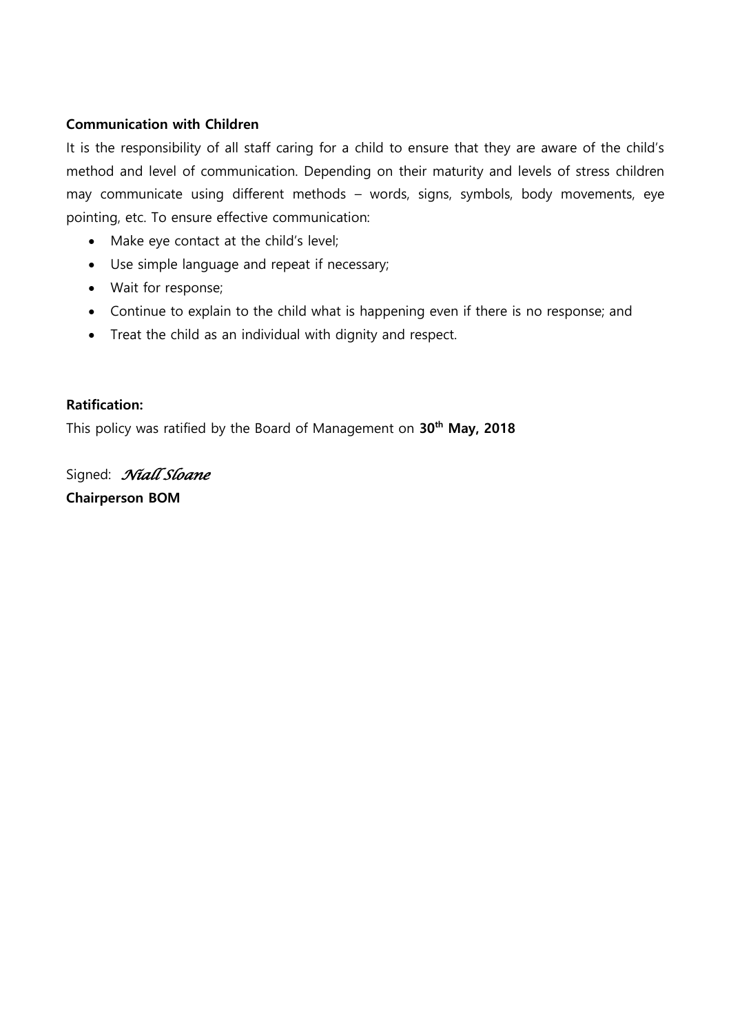**Communication with Children**

It is the responsibility of all staff caring for a child to ensure that they are aware of the child's method and level of communication. Depending on their maturity and levels of stress children may communicate using different methods – words, signs, symbols, body movements, eye pointing, etc. To ensure effective communication:

- Make eye contact at the child's level;
- Use simple language and repeat if necessary;
- Wait for response;
- Continue to explain to the child what is happening even if there is no response; and
- Treat the child as an individual with dignity and respect.

**Ratification:**

This policy was ratified by the Board of Management on **30th May, 2018**

Signed: *Niall Sloane*

**Chairperson BOM**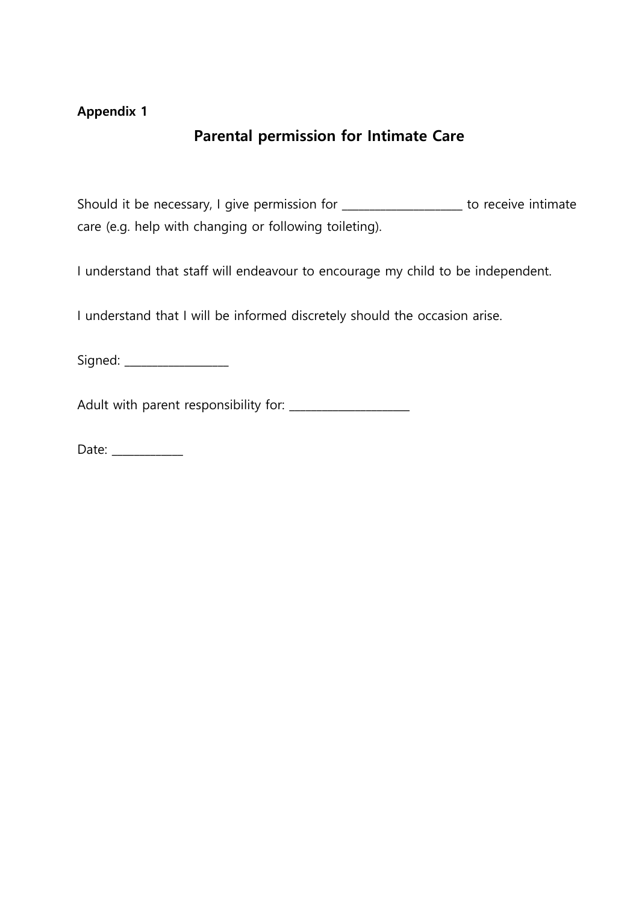**Appendix 1**

## Parental permission for Intimate Care

Should it be necessary, I give permission for ____________________ to receive intimate care (e.g. help with changing or following toileting).

I understand that staff will endeavour to encourage my child to be independent.

I understand that I will be informed discretely should the occasion arise.

Signed: _________________

Adult with parent responsibility for: ____________________

Date: ____________